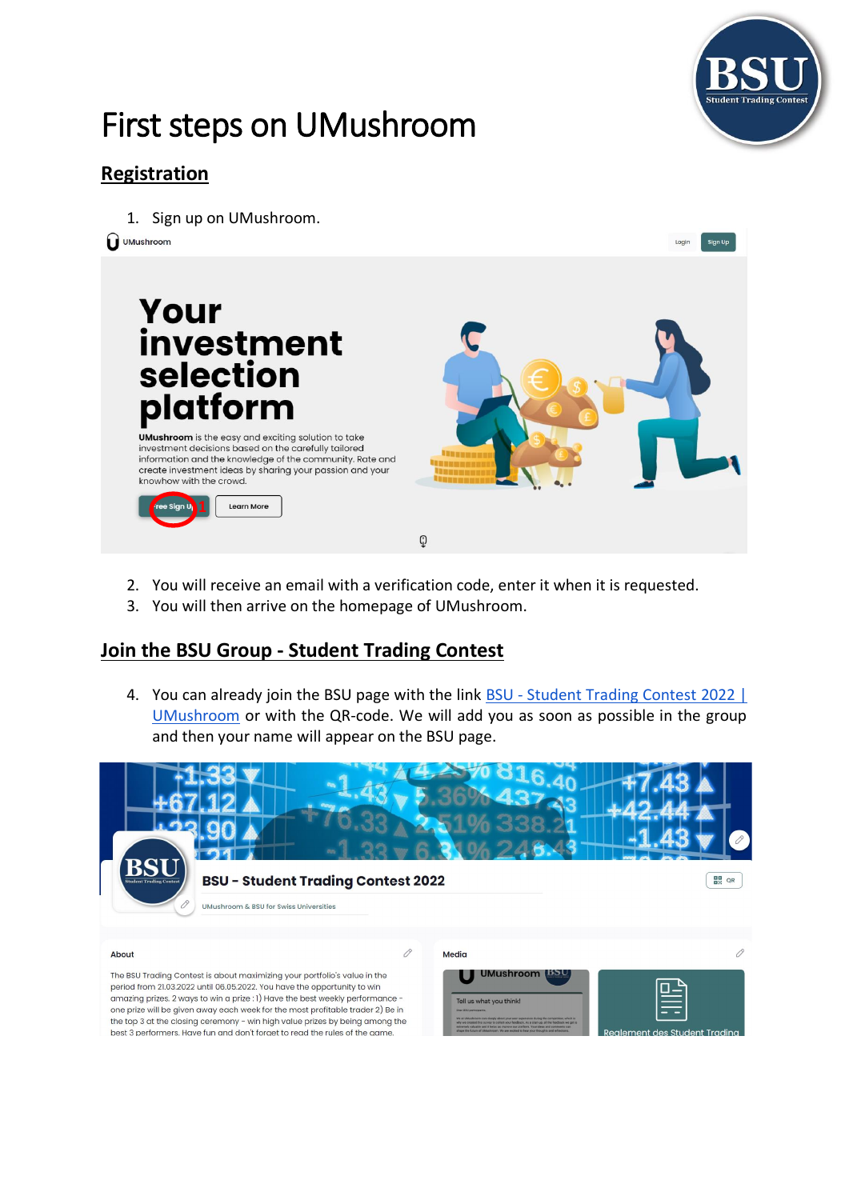# First steps on UMushroom

## Registration

1. Sign up on UMushroom.

2. You will receive an email with a verification code, enter it when it is requested.
3. You will then arrive on the homepage of UMushroom.

## Join the BSU Group - Student Trading Contest

4. You can already join the BSU page with the link BSU - Student Trading Contest 2022 | UMushroom or with the QR-code. We will add you as soon as possible in the group and then your name will appear on the BSU page.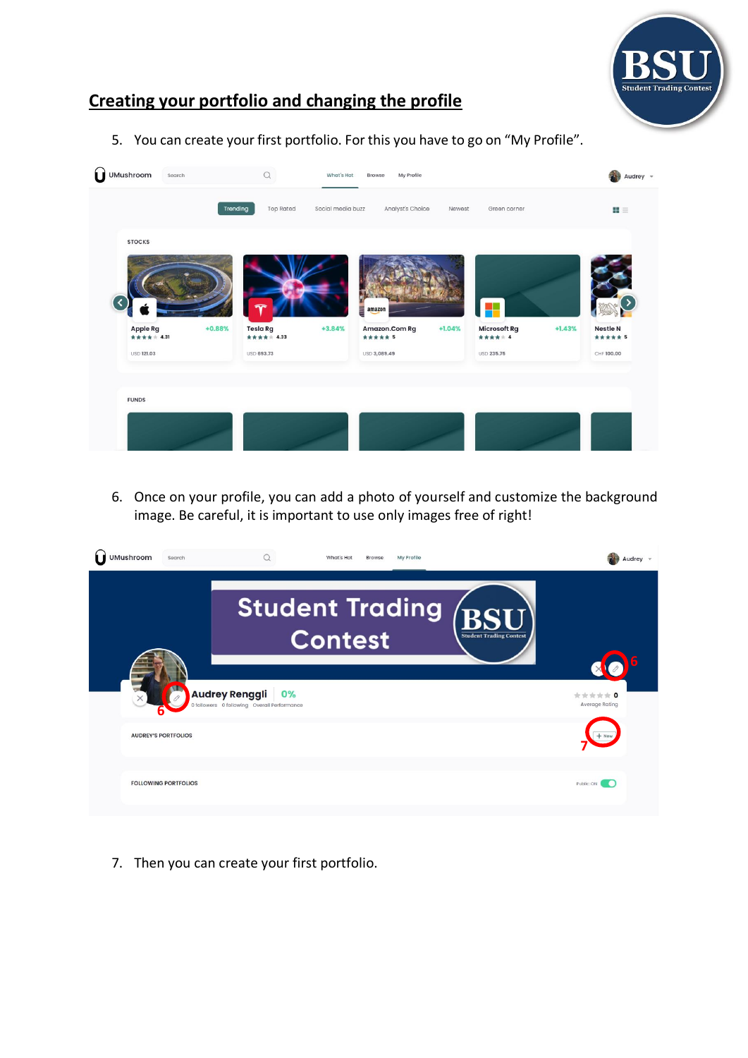## Creating your portfolio and changing the profile

5. You can create your first portfolio. For this you have to go on "My Profile".

6. Once on your profile, you can add a photo of yourself and customize the background image. Be careful, it is important to use only images free of right!

7. Then you can create your first portfolio.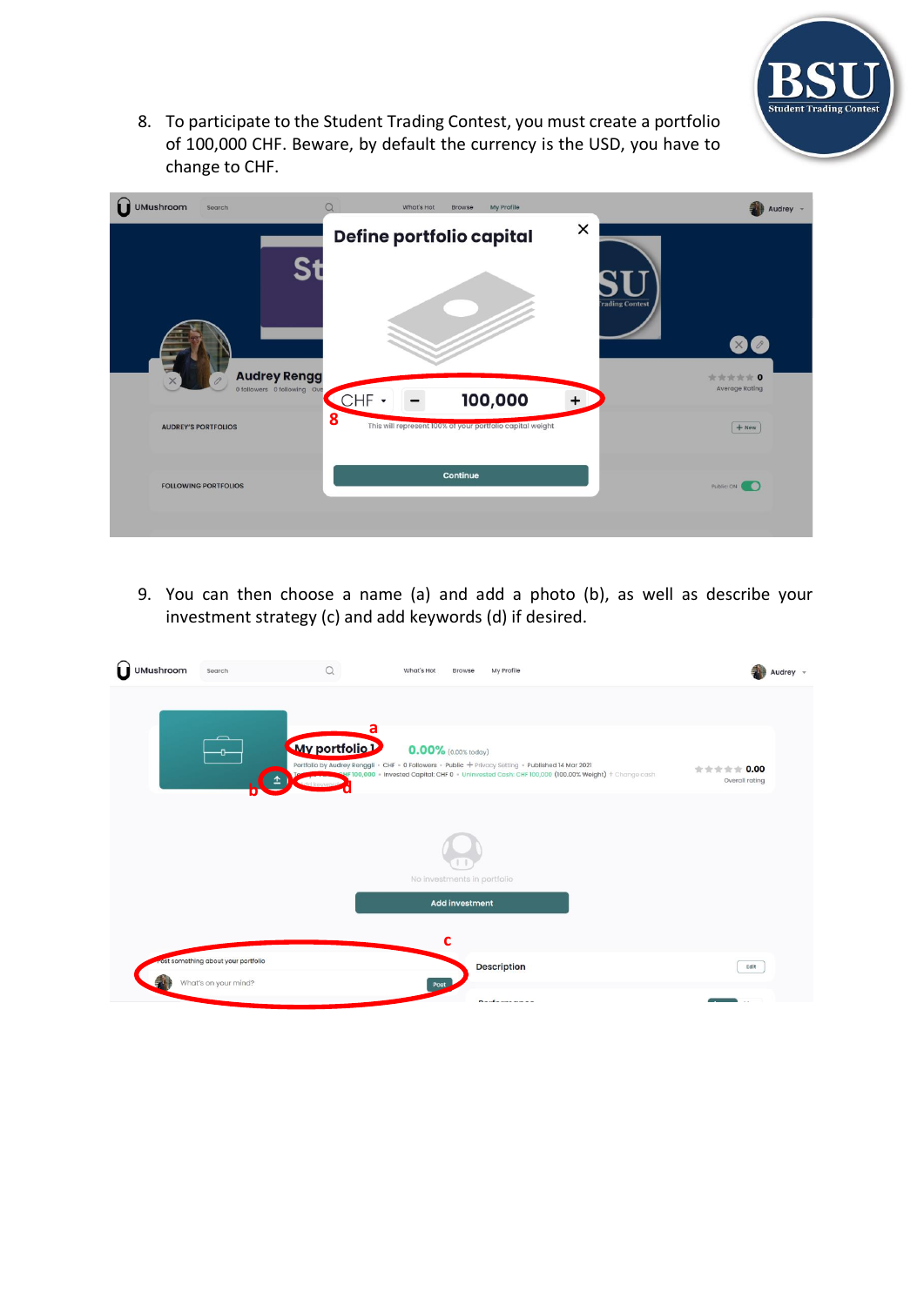8. To participate to the Student Trading Contest, you must create a portfolio of 100,000 CHF. Beware, by default the currency is the USD, you have to change to CHF.

9. You can then choose a name (a) and add a photo (b), as well as describe your investment strategy (c) and add keywords (d) if desired.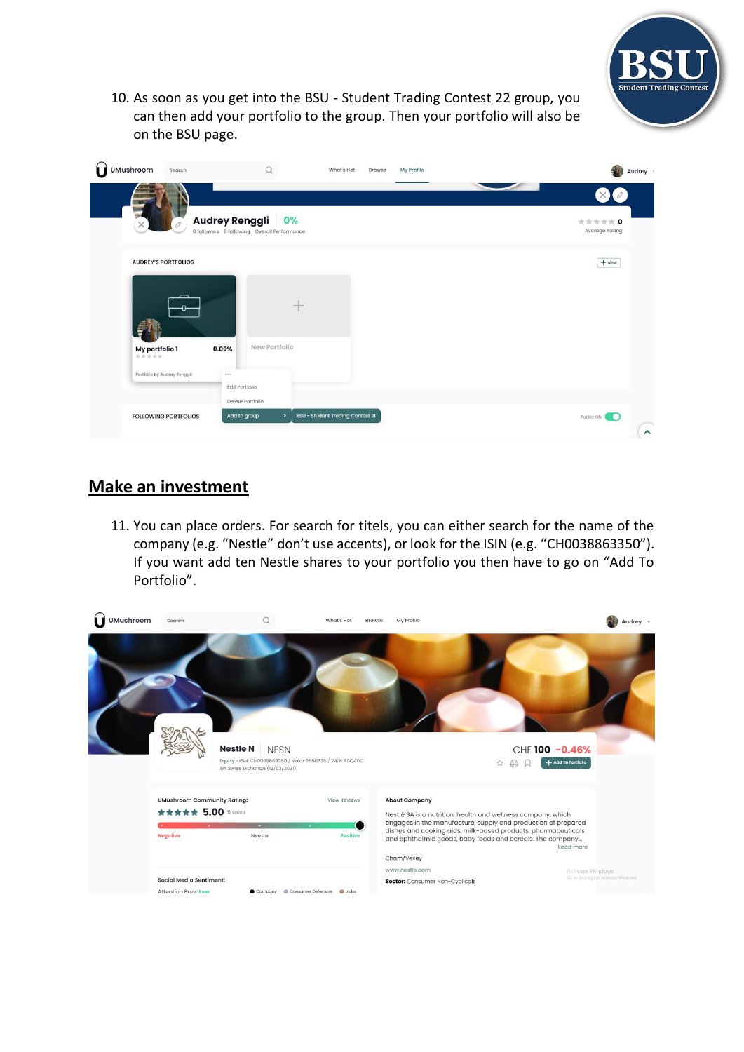10. As soon as you get into the BSU - Student Trading Contest 22 group, you can then add your portfolio to the group. Then your portfolio will also be on the BSU page.

## Make an investment

11. You can place orders. For search for titels, you can either search for the name of the company (e.g. "Nestle" don't use accents), or look for the ISIN (e.g. "CH0038863350"). If you want add ten Nestle shares to your portfolio you then have to go on "Add To Portfolio".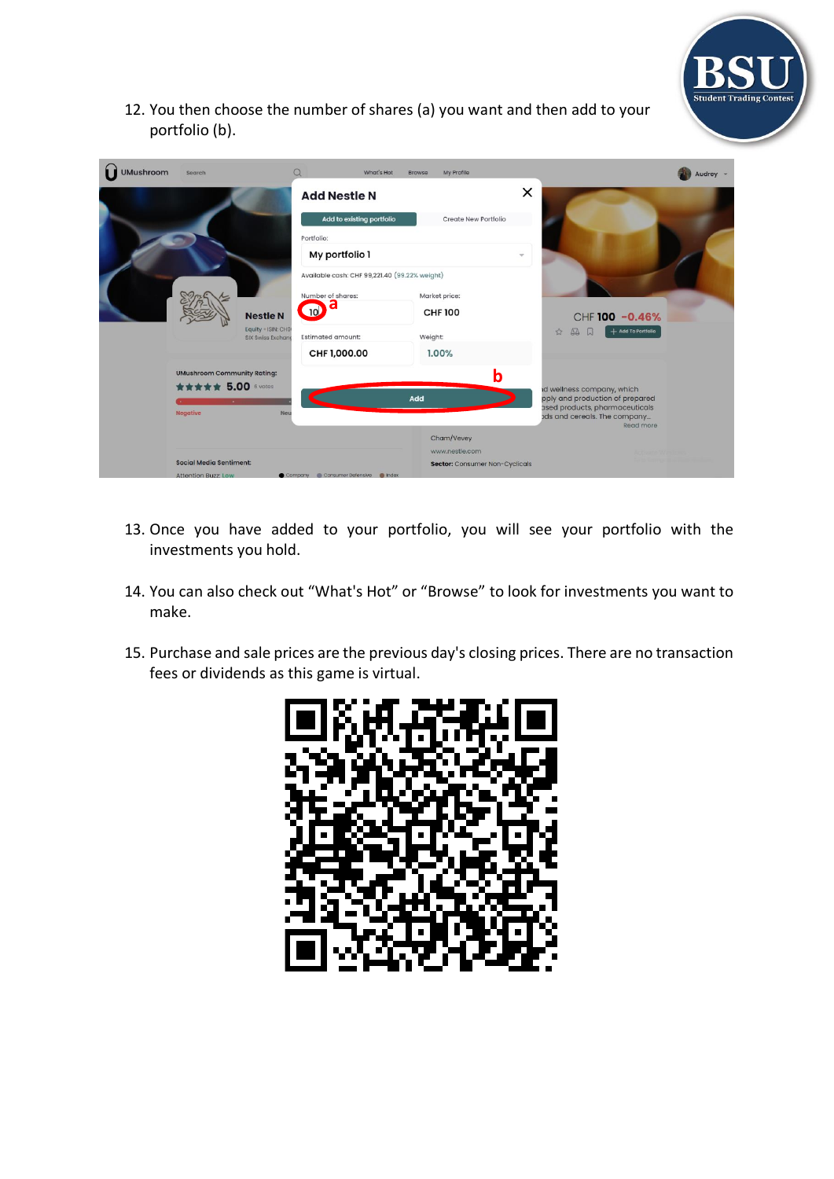12. You then choose the number of shares (a) you want and then add to your portfolio (b).

13. Once you have added to your portfolio, you will see your portfolio with the investments you hold.

14. You can also check out “What's Hot” or “Browse” to look for investments you want to make.

15. Purchase and sale prices are the previous day's closing prices. There are no transaction fees or dividends as this game is virtual.